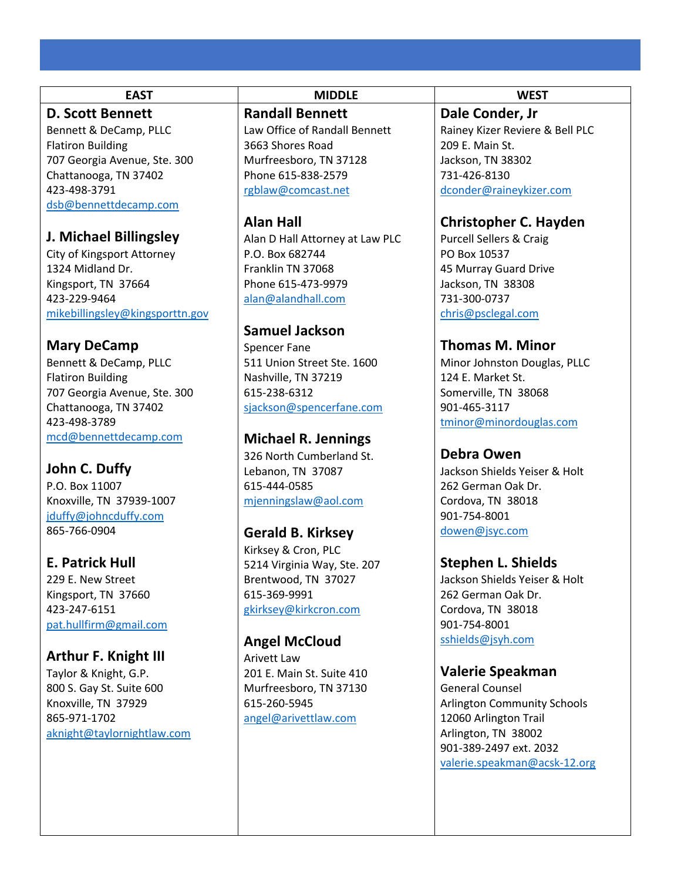| EAST | MIDDLE | WEST |
|---|---|---|
| **D. Scott Bennett**<br>Bennett & DeCamp, PLLC<br>Flatiron Building<br>707 Georgia Avenue, Ste. 300<br>Chattanooga, TN 37402<br>423-498-3791<br>dsb@bennettdecamp.com | **Randall Bennett**<br>Law Office of Randall Bennett<br>3663 Shores Road<br>Murfreesboro, TN 37128<br>Phone 615-838-2579<br>rgblaw@comcast.net | **Dale Conder, Jr**<br>Rainey Kizer Reviere & Bell PLC<br>209 E. Main St.<br>Jackson, TN 38302<br>731-426-8130<br>dconder@raineykizer.com |
| **J. Michael Billingsley**<br>City of Kingsport Attorney<br>1324 Midland Dr.<br>Kingsport, TN 37664<br>423-229-9464<br>mikebillingsley@kingsporttn.gov | **Alan Hall**<br>Alan D Hall Attorney at Law PLC<br>P.O. Box 682744<br>Franklin TN 37068<br>Phone 615-473-9979<br>alan@alandhall.com | **Christopher C. Hayden**<br>Purcell Sellers & Craig<br>PO Box 10537<br>45 Murray Guard Drive<br>Jackson, TN 38308<br>731-300-0737<br>chris@psclegal.com |
| **Mary DeCamp**<br>Bennett & DeCamp, PLLC<br>Flatiron Building<br>707 Georgia Avenue, Ste. 300<br>Chattanooga, TN 37402<br>423-498-3789<br>mcd@bennettdecamp.com | **Samuel Jackson**<br>Spencer Fane<br>511 Union Street Ste. 1600<br>Nashville, TN 37219<br>615-238-6312<br>sjackson@spencerfane.com | **Thomas M. Minor**<br>Minor Johnston Douglas, PLLC<br>124 E. Market St.<br>Somerville, TN 38068<br>901-465-3117<br>tminor@minordouglas.com |
| **John C. Duffy**<br>P.O. Box 11007<br>Knoxville, TN 37939-1007<br>jduffy@johncduffy.com<br>865-766-0904 | **Michael R. Jennings**<br>326 North Cumberland St.<br>Lebanon, TN 37087<br>615-444-0585<br>mjenningslaw@aol.com | **Debra Owen**<br>Jackson Shields Yeiser & Holt<br>262 German Oak Dr.<br>Cordova, TN 38018<br>901-754-8001<br>dowen@jsyc.com |
| **E. Patrick Hull**<br>229 E. New Street<br>Kingsport, TN 37660<br>423-247-6151<br>pat.hullfirm@gmail.com | **Gerald B. Kirksey**<br>Kirksey & Cron, PLC<br>5214 Virginia Way, Ste. 207<br>Brentwood, TN 37027<br>615-369-9991<br>gkirksey@kirkcron.com | **Stephen L. Shields**<br>Jackson Shields Yeiser & Holt<br>262 German Oak Dr.<br>Cordova, TN 38018<br>901-754-8001<br>sshields@jsyh.com |
| **Arthur F. Knight III**<br>Taylor & Knight, G.P.<br>800 S. Gay St. Suite 600<br>Knoxville, TN 37929<br>865-971-1702<br>aknight@taylornightlaw.com | **Angel McCloud**<br>Arivett Law<br>201 E. Main St. Suite 410<br>Murfreesboro, TN 37130<br>615-260-5945<br>angel@arivettlaw.com | **Valerie Speakman**<br>General Counsel<br>Arlington Community Schools<br>12060 Arlington Trail<br>Arlington, TN 38002<br>901-389-2497 ext. 2032<br>valerie.speakman@acsk-12.org |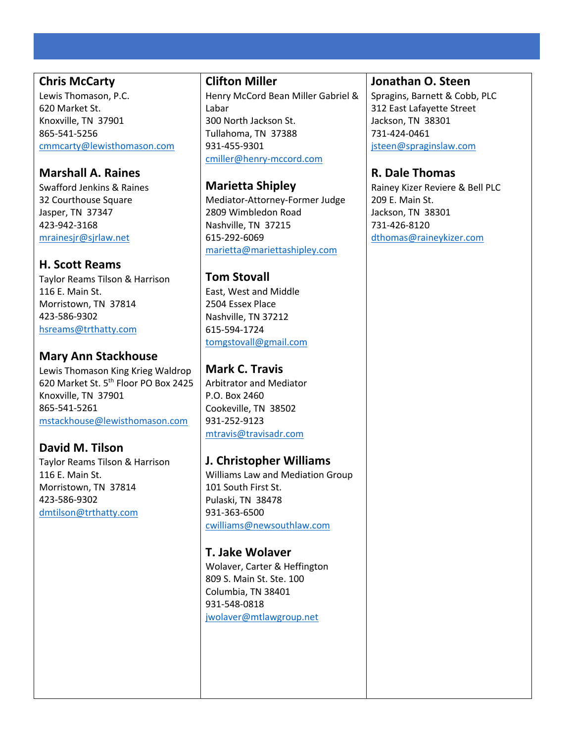**Chris McCarty**
Lewis Thomason, P.C.
620 Market St.
Knoxville, TN 37901
865-541-5256
cmmcarty@lewisthomason.com

**Marshall A. Raines**
Swafford Jenkins & Raines
32 Courthouse Square
Jasper, TN 37347
423-942-3168
mrainesjr@sjrlaw.net

**H. Scott Reams**
Taylor Reams Tilson & Harrison
116 E. Main St.
Morristown, TN 37814
423-586-9302
hsreams@trthatty.com

**Mary Ann Stackhouse**
Lewis Thomason King Krieg Waldrop
620 Market St. 5th Floor PO Box 2425
Knoxville, TN 37901
865-541-5261
mstackhouse@lewisthomason.com

**David M. Tilson**
Taylor Reams Tilson & Harrison
116 E. Main St.
Morristown, TN 37814
423-586-9302
dmtilson@trthatty.com

**Clifton Miller**
Henry McCord Bean Miller Gabriel & Labar
300 North Jackson St.
Tullahoma, TN 37388
931-455-9301
cmiller@henry-mccord.com

**Marietta Shipley**
Mediator-Attorney-Former Judge
2809 Wimbledon Road
Nashville, TN 37215
615-292-6069
marietta@mariettashipley.com

**Tom Stovall**
East, West and Middle
2504 Essex Place
Nashville, TN 37212
615-594-1724
tomgstovall@gmail.com

**Mark C. Travis**
Arbitrator and Mediator
P.O. Box 2460
Cookeville, TN 38502
931-252-9123
mtravis@travisadr.com

**J. Christopher Williams**
Williams Law and Mediation Group
101 South First St.
Pulaski, TN 38478
931-363-6500
cwilliams@newsouthlaw.com

**T. Jake Wolaver**
Wolaver, Carter & Heffington
809 S. Main St. Ste. 100
Columbia, TN 38401
931-548-0818
jwolaver@mtlawgroup.net

**Jonathan O. Steen**
Spragins, Barnett & Cobb, PLC
312 East Lafayette Street
Jackson, TN 38301
731-424-0461
jsteen@spraginslaw.com

**R. Dale Thomas**
Rainey Kizer Reviere & Bell PLC
209 E. Main St.
Jackson, TN 38301
731-426-8120
dthomas@raineykizer.com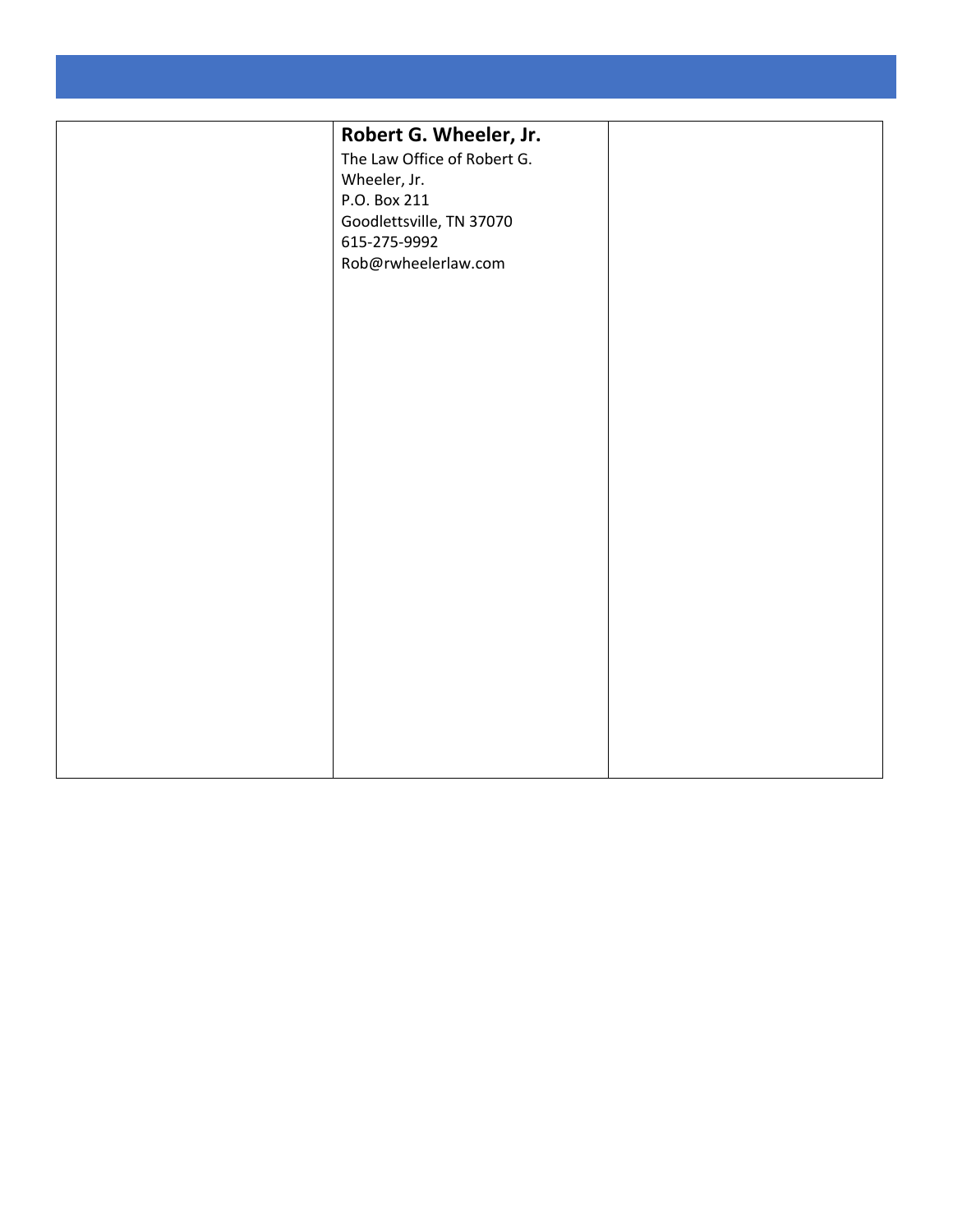| | | |
|---|---|---|
| | **Robert G. Wheeler, Jr.**<br>The Law Office of Robert G. Wheeler, Jr.<br>P.O. Box 211<br>Goodlettsville, TN 37070<br>615-275-9992<br>Rob@rwheelerlaw.com | |